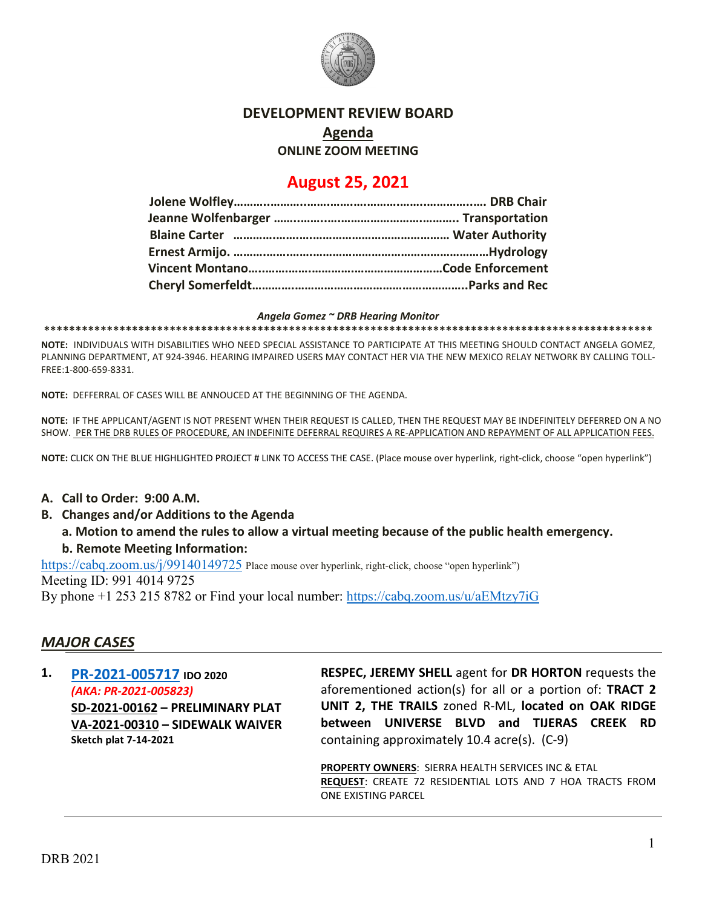# DEVELOPMENT REVIEW BOARD

## Agenda

**ONLINE ZOOM MEETING**

## August 25, 2021

**Jolene Wolfley………..………..…….…….…………….….……….…. DRB Chair**
**Jeanne Wolfenbarger ……..……..………………………….…….. Transportation**
**Blaine Carter …………………..……………………………… Water Authority**
**Ernest Armijo. ……………….……………………………………………Hydrology**
**Vincent Montano….…….……….………….……………….……Code Enforcement**
**Cheryl Somerfeldt………………..…………………………………...Parks and Rec**

***Angela Gomez ~ DRB Hearing Monitor***

****************************************************************************************************

**NOTE:** INDIVIDUALS WITH DISABILITIES WHO NEED SPECIAL ASSISTANCE TO PARTICIPATE AT THIS MEETING SHOULD CONTACT ANGELA GOMEZ, PLANNING DEPARTMENT, AT 924-3946. HEARING IMPAIRED USERS MAY CONTACT HER VIA THE NEW MEXICO RELAY NETWORK BY CALLING TOLL-FREE:1-800-659-8331.

**NOTE:** DEFFERRAL OF CASES WILL BE ANNOUCED AT THE BEGINNING OF THE AGENDA.

**NOTE:** IF THE APPLICANT/AGENT IS NOT PRESENT WHEN THEIR REQUEST IS CALLED, THEN THE REQUEST MAY BE INDEFINITELY DEFERRED ON A NO SHOW. PER THE DRB RULES OF PROCEDURE, AN INDEFINITE DEFERRAL REQUIRES A RE-APPLICATION AND REPAYMENT OF ALL APPLICATION FEES.

**NOTE:** CLICK ON THE BLUE HIGHLIGHTED PROJECT # LINK TO ACCESS THE CASE. (Place mouse over hyperlink, right-click, choose "open hyperlink")

- **A. Call to Order: 9:00 A.M.**
- **B. Changes and/or Additions to the Agenda**
  - **a. Motion to amend the rules to allow a virtual meeting because of the public health emergency.**
  - **b. Remote Meeting Information:**

https://cabq.zoom.us/j/99140149725 Place mouse over hyperlink, right-click, choose "open hyperlink")
Meeting ID: 991 4014 9725
By phone +1 253 215 8782 or Find your local number: https://cabq.zoom.us/u/aEMtzy7iG

## *MAJOR CASES*

**1. PR-2021-005717 IDO 2020**
***(AKA: PR-2021-005823)***
**SD-2021-00162 – PRELIMINARY PLAT**
**VA-2021-00310 – SIDEWALK WAIVER**
**Sketch plat 7-14-2021**

**RESPEC, JEREMY SHELL** agent for **DR HORTON** requests the aforementioned action(s) for all or a portion of: **TRACT 2 UNIT 2, THE TRAILS** zoned R-ML, **located on OAK RIDGE between UNIVERSE BLVD and TIJERAS CREEK RD** containing approximately 10.4 acre(s). (C-9)

**PROPERTY OWNERS**: SIERRA HEALTH SERVICES INC & ETAL
**REQUEST**: CREATE 72 RESIDENTIAL LOTS AND 7 HOA TRACTS FROM ONE EXISTING PARCEL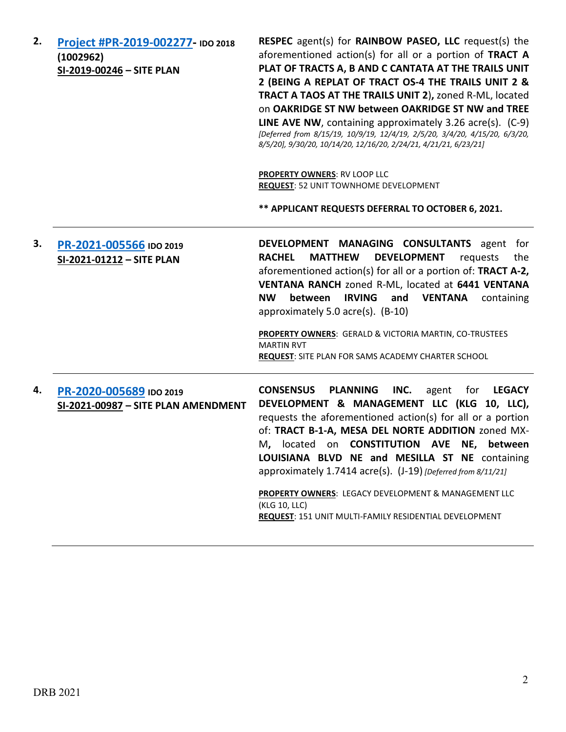2. **[Project #PR-2019-002277](#)- IDO 2018 (1002962)**
**SI-2019-00246 – SITE PLAN**

**RESPEC** agent(s) for **RAINBOW PASEO, LLC** request(s) the aforementioned action(s) for all or a portion of **TRACT A PLAT OF TRACTS A, B AND C CANTATA AT THE TRAILS UNIT 2 (BEING A REPLAT OF TRACT OS-4 THE TRAILS UNIT 2 & TRACT A TAOS AT THE TRAILS UNIT 2),** zoned R-ML, located on **OAKRIDGE ST NW between OAKRIDGE ST NW and TREE LINE AVE NW**, containing approximately 3.26 acre(s). (C-9) *[Deferred from 8/15/19, 10/9/19, 12/4/19, 2/5/20, 3/4/20, 4/15/20, 6/3/20, 8/5/20], 9/30/20, 10/14/20, 12/16/20, 2/24/21, 4/21/21, 6/23/21]*

**PROPERTY OWNERS**: RV LOOP LLC
**REQUEST**: 52 UNIT TOWNHOME DEVELOPMENT

**** APPLICANT REQUESTS DEFERRAL TO OCTOBER 6, 2021.**

---

3. **[PR-2021-005566](#) IDO 2019**
**SI-2021-01212 – SITE PLAN**

**DEVELOPMENT MANAGING CONSULTANTS** agent for **RACHEL MATTHEW DEVELOPMENT** requests the aforementioned action(s) for all or a portion of: **TRACT A-2, VENTANA RANCH** zoned R-ML, located at **6441 VENTANA NW between IRVING and VENTANA** containing approximately 5.0 acre(s). (B-10)

**PROPERTY OWNERS**: GERALD & VICTORIA MARTIN, CO-TRUSTEES MARTIN RVT
**REQUEST**: SITE PLAN FOR SAMS ACADEMY CHARTER SCHOOL

---

4. **[PR-2020-005689](#) IDO 2019**
**SI-2021-00987 – SITE PLAN AMENDMENT**

**CONSENSUS PLANNING INC.** agent for **LEGACY DEVELOPMENT & MANAGEMENT LLC (KLG 10, LLC),** requests the aforementioned action(s) for all or a portion of: **TRACT B-1-A, MESA DEL NORTE ADDITION** zoned MX-M**,** located on **CONSTITUTION AVE NE, between LOUISIANA BLVD NE and MESILLA ST NE** containing approximately 1.7414 acre(s). (J-19) *[Deferred from 8/11/21]*

**PROPERTY OWNERS**: LEGACY DEVELOPMENT & MANAGEMENT LLC (KLG 10, LLC)
**REQUEST**: 151 UNIT MULTI-FAMILY RESIDENTIAL DEVELOPMENT

---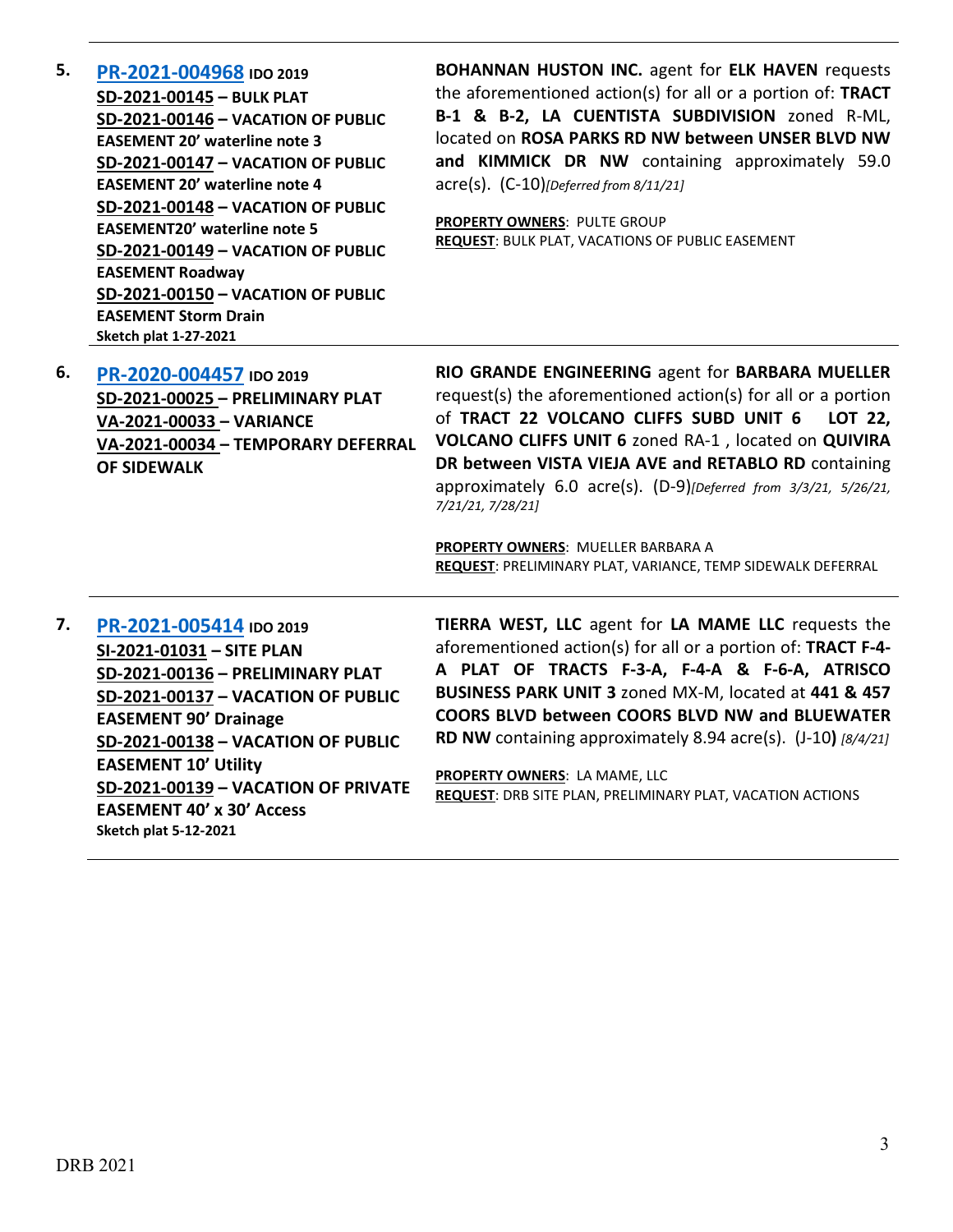5. **PR-2021-004968** **IDO 2019**
**SD-2021-00145 – BULK PLAT**
**SD-2021-00146 – VACATION OF PUBLIC EASEMENT 20' waterline note 3**
**SD-2021-00147 – VACATION OF PUBLIC EASEMENT 20' waterline note 4**
**SD-2021-00148 – VACATION OF PUBLIC EASEMENT20' waterline note 5**
**SD-2021-00149 – VACATION OF PUBLIC EASEMENT Roadway**
**SD-2021-00150 – VACATION OF PUBLIC EASEMENT Storm Drain**
**Sketch plat 1-27-2021**

**BOHANNAN HUSTON INC.** agent for **ELK HAVEN** requests the aforementioned action(s) for all or a portion of: **TRACT B-1 & B-2, LA CUENTISTA SUBDIVISION** zoned R-ML, located on **ROSA PARKS RD NW between UNSER BLVD NW and KIMMICK DR NW** containing approximately 59.0 acre(s). (C-10)*[Deferred from 8/11/21]*

**PROPERTY OWNERS**: PULTE GROUP
**REQUEST**: BULK PLAT, VACATIONS OF PUBLIC EASEMENT

---

6. **PR-2020-004457** **IDO 2019**
**SD-2021-00025 – PRELIMINARY PLAT**
**VA-2021-00033 – VARIANCE**
**VA-2021-00034 – TEMPORARY DEFERRAL OF SIDEWALK**

**RIO GRANDE ENGINEERING** agent for **BARBARA MUELLER** request(s) the aforementioned action(s) for all or a portion of **TRACT 22 VOLCANO CLIFFS SUBD UNIT 6 LOT 22, VOLCANO CLIFFS UNIT 6** zoned RA-1 , located on **QUIVIRA DR between VISTA VIEJA AVE and RETABLO RD** containing approximately 6.0 acre(s). (D-9)*[Deferred from 3/3/21, 5/26/21, 7/21/21, 7/28/21]*

**PROPERTY OWNERS**: MUELLER BARBARA A
**REQUEST**: PRELIMINARY PLAT, VARIANCE, TEMP SIDEWALK DEFERRAL

---

7. **PR-2021-005414** **IDO 2019**
**SI-2021-01031 – SITE PLAN**
**SD-2021-00136 – PRELIMINARY PLAT**
**SD-2021-00137 – VACATION OF PUBLIC EASEMENT 90' Drainage**
**SD-2021-00138 – VACATION OF PUBLIC EASEMENT 10' Utility**
**SD-2021-00139 – VACATION OF PRIVATE EASEMENT 40' x 30' Access**
**Sketch plat 5-12-2021**

**TIERRA WEST, LLC** agent for **LA MAME LLC** requests the aforementioned action(s) for all or a portion of: **TRACT F-4-A PLAT OF TRACTS F-3-A, F-4-A & F-6-A, ATRISCO BUSINESS PARK UNIT 3** zoned MX-M, located at **441 & 457 COORS BLVD between COORS BLVD NW and BLUEWATER RD NW** containing approximately 8.94 acre(s). (J-10**)** *[8/4/21]*

**PROPERTY OWNERS**: LA MAME, LLC
**REQUEST**: DRB SITE PLAN, PRELIMINARY PLAT, VACATION ACTIONS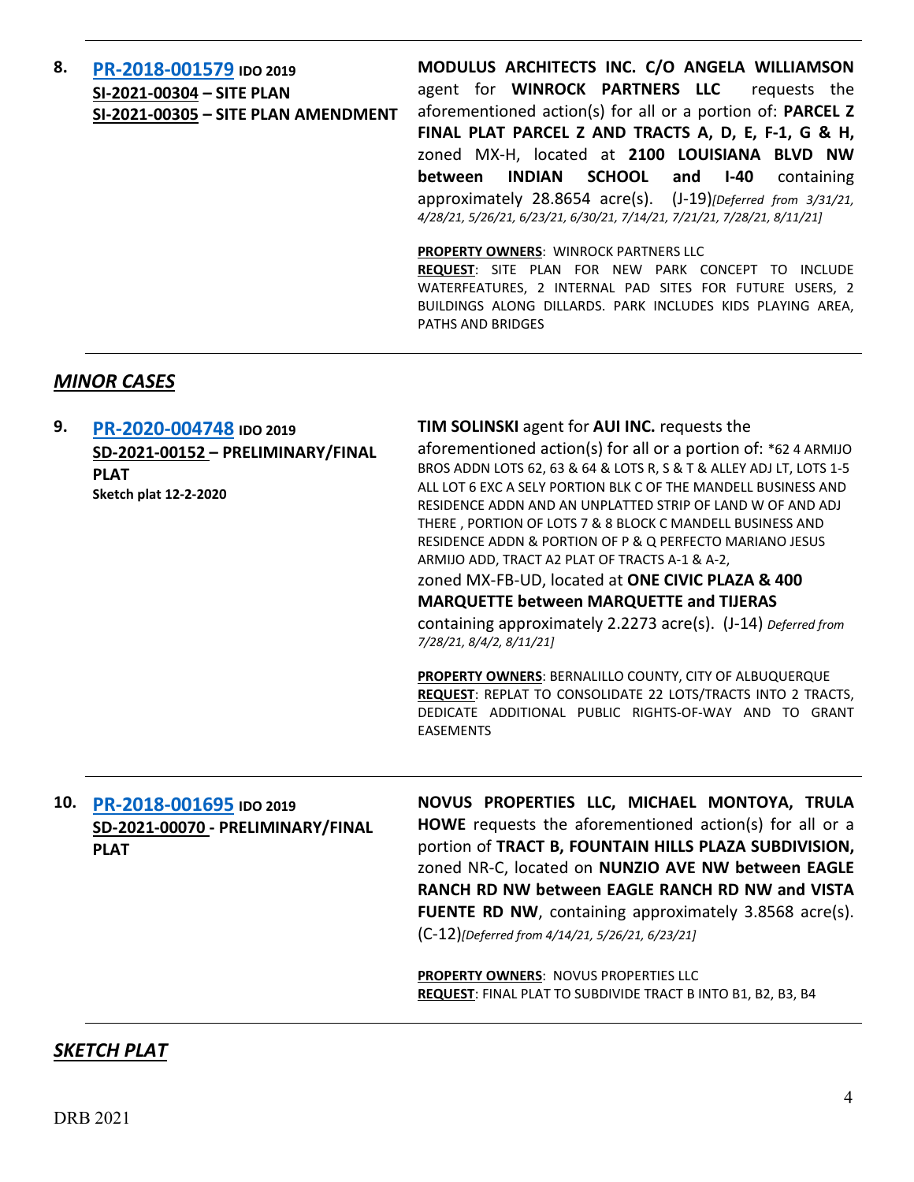**8.** **PR-2018-001579** **IDO 2019**
**SI-2021-00304 – SITE PLAN**
**SI-2021-00305 – SITE PLAN AMENDMENT**

**MODULUS ARCHITECTS INC. C/O ANGELA WILLIAMSON** agent for **WINROCK PARTNERS LLC** requests the aforementioned action(s) for all or a portion of: **PARCEL Z FINAL PLAT PARCEL Z AND TRACTS A, D, E, F-1, G & H,** zoned MX-H, located at **2100 LOUISIANA BLVD NW between INDIAN SCHOOL and I-40** containing approximately 28.8654 acre(s). (J-19)*[Deferred from 3/31/21, 4/28/21, 5/26/21, 6/23/21, 6/30/21, 7/14/21, 7/21/21, 7/28/21, 8/11/21]*

**PROPERTY OWNERS**: WINROCK PARTNERS LLC
**REQUEST**: SITE PLAN FOR NEW PARK CONCEPT TO INCLUDE WATERFEATURES, 2 INTERNAL PAD SITES FOR FUTURE USERS, 2 BUILDINGS ALONG DILLARDS. PARK INCLUDES KIDS PLAYING AREA, PATHS AND BRIDGES

---

## *MINOR CASES*

**9.** **PR-2020-004748** **IDO 2019**
**SD-2021-00152 – PRELIMINARY/FINAL PLAT**
**Sketch plat 12-2-2020**

**TIM SOLINSKI** agent for **AUI INC.** requests the aforementioned action(s) for all or a portion of: *62 4 ARMIJO BROS ADDN LOTS 62, 63 & 64 & LOTS R, S & T & ALLEY ADJ LT, LOTS 1-5 ALL LOT 6 EXC A SELY PORTION BLK C OF THE MANDELL BUSINESS AND RESIDENCE ADDN AND AN UNPLATTED STRIP OF LAND W OF AND ADJ THERE , PORTION OF LOTS 7 & 8 BLOCK C MANDELL BUSINESS AND RESIDENCE ADDN & PORTION OF P & Q PERFECTO MARIANO JESUS ARMIJO ADD, TRACT A2 PLAT OF TRACTS A-1 & A-2, zoned MX-FB-UD, located at **ONE CIVIC PLAZA & 400 MARQUETTE between MARQUETTE and TIJERAS** containing approximately 2.2273 acre(s). (J-14) *Deferred from 7/28/21, 8/4/2, 8/11/21]*

**PROPERTY OWNERS**: BERNALILLO COUNTY, CITY OF ALBUQUERQUE
**REQUEST**: REPLAT TO CONSOLIDATE 22 LOTS/TRACTS INTO 2 TRACTS, DEDICATE ADDITIONAL PUBLIC RIGHTS-OF-WAY AND TO GRANT EASEMENTS

---

**10.** **PR-2018-001695** **IDO 2019**
**SD-2021-00070 - PRELIMINARY/FINAL PLAT**

**NOVUS PROPERTIES LLC, MICHAEL MONTOYA, TRULA HOWE** requests the aforementioned action(s) for all or a portion of **TRACT B, FOUNTAIN HILLS PLAZA SUBDIVISION,** zoned NR-C, located on **NUNZIO AVE NW between EAGLE RANCH RD NW between EAGLE RANCH RD NW and VISTA FUENTE RD NW**, containing approximately 3.8568 acre(s). (C-12)*[Deferred from 4/14/21, 5/26/21, 6/23/21]*

**PROPERTY OWNERS**: NOVUS PROPERTIES LLC
**REQUEST**: FINAL PLAT TO SUBDIVIDE TRACT B INTO B1, B2, B3, B4

---

## *SKETCH PLAT*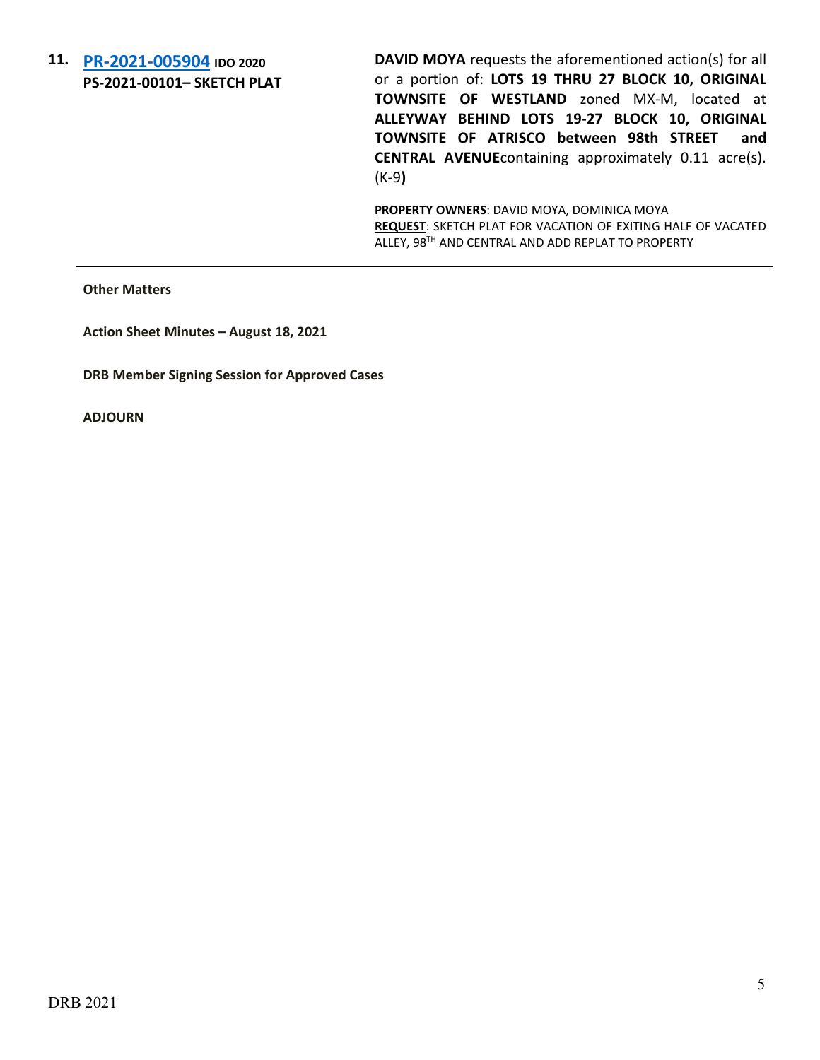**11. [PR-2021-005904](#) IDO 2020**
**PS-2021-00101– SKETCH PLAT**

**DAVID MOYA** requests the aforementioned action(s) for all or a portion of: **LOTS 19 THRU 27 BLOCK 10, ORIGINAL TOWNSITE OF WESTLAND** zoned MX-M, located at **ALLEYWAY BEHIND LOTS 19-27 BLOCK 10, ORIGINAL TOWNSITE OF ATRISCO between 98th STREET and CENTRAL AVENUE**containing approximately 0.11 acre(s). (K-9**)**

**PROPERTY OWNERS**: DAVID MOYA, DOMINICA MOYA
**REQUEST**: SKETCH PLAT FOR VACATION OF EXITING HALF OF VACATED ALLEY, 98TH AND CENTRAL AND ADD REPLAT TO PROPERTY

---

**Other Matters**

**Action Sheet Minutes – August 18, 2021**

**DRB Member Signing Session for Approved Cases**

**ADJOURN**